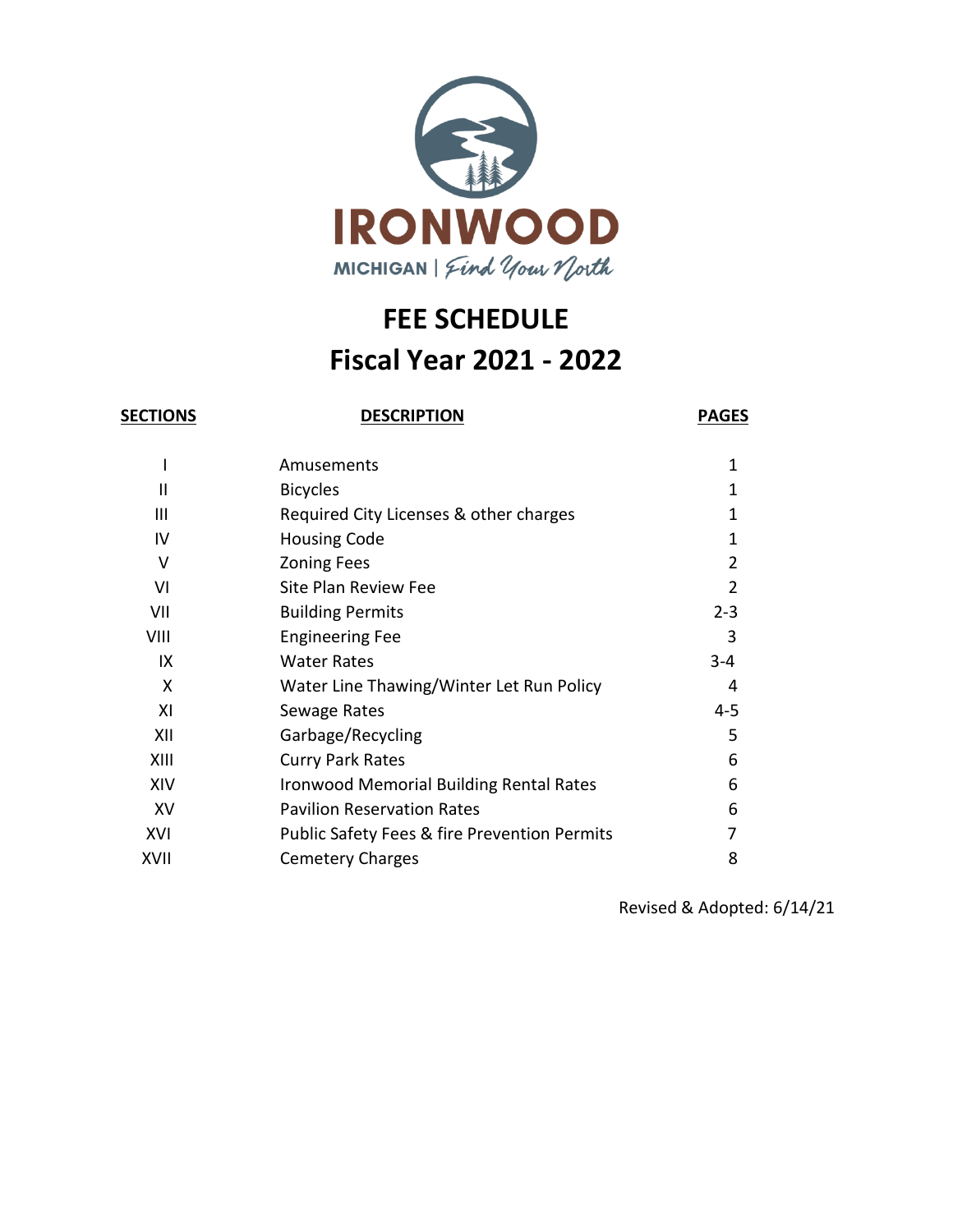IRONWOOD

MICHIGAN | Find Your North

# FEE SCHEDULE

# Fiscal Year 2021 - 2022

| SECTIONS | DESCRIPTION | PAGES |
|---|---|---|
| I | Amusements | 1 |
| II | Bicycles | 1 |
| III | Required City Licenses & other charges | 1 |
| IV | Housing Code | 1 |
| V | Zoning Fees | 2 |
| VI | Site Plan Review Fee | 2 |
| VII | Building Permits | 2-3 |
| VIII | Engineering Fee | 3 |
| IX | Water Rates | 3-4 |
| X | Water Line Thawing/Winter Let Run Policy | 4 |
| XI | Sewage Rates | 4-5 |
| XII | Garbage/Recycling | 5 |
| XIII | Curry Park Rates | 6 |
| XIV | Ironwood Memorial Building Rental Rates | 6 |
| XV | Pavilion Reservation Rates | 6 |
| XVI | Public Safety Fees & fire Prevention Permits | 7 |
| XVII | Cemetery Charges | 8 |

Revised & Adopted: 6/14/21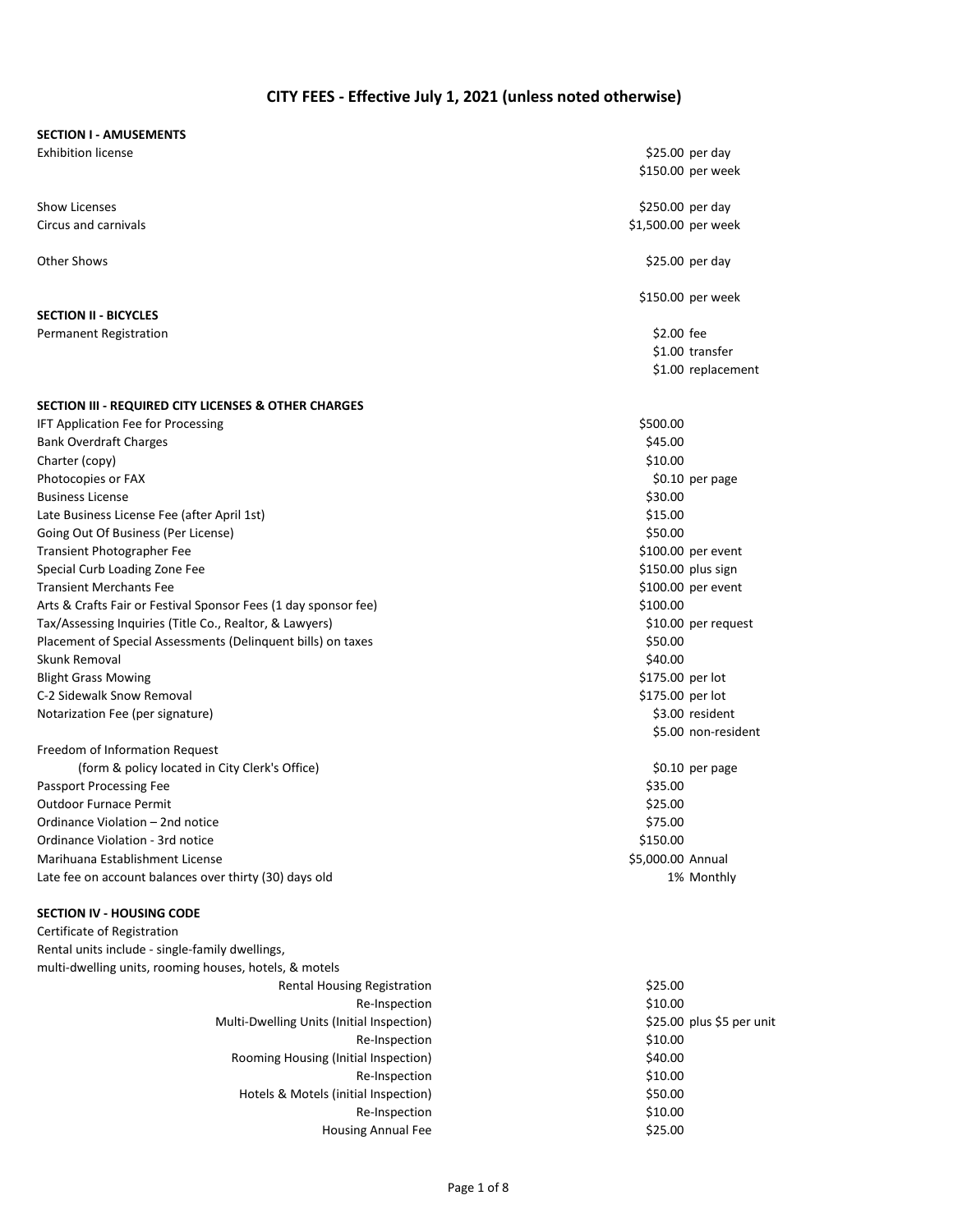# CITY FEES - Effective July 1, 2021 (unless noted otherwise)

**SECTION I - AMUSEMENTS**

| Item | Fee |
|---|---|
| Exhibition license | $25.00 per day |
| | $150.00 per week |
| Show Licenses | $250.00 per day |
| Circus and carnivals | $1,500.00 per week |
| Other Shows | $25.00 per day |
| | $150.00 per week |

**SECTION II - BICYCLES**

| Item | Fee |
|---|---|
| Permanent Registration | $2.00 fee |
| | $1.00 transfer |
| | $1.00 replacement |

**SECTION III - REQUIRED CITY LICENSES & OTHER CHARGES**

| Item | Fee |
|---|---|
| IFT Application Fee for Processing | $500.00 |
| Bank Overdraft Charges | $45.00 |
| Charter (copy) | $10.00 |
| Photocopies or FAX | $0.10 per page |
| Business License | $30.00 |
| Late Business License Fee (after April 1st) | $15.00 |
| Going Out Of Business (Per License) | $50.00 |
| Transient Photographer Fee | $100.00 per event |
| Special Curb Loading Zone Fee | $150.00 plus sign |
| Transient Merchants Fee | $100.00 per event |
| Arts & Crafts Fair or Festival Sponsor Fees (1 day sponsor fee) | $100.00 |
| Tax/Assessing Inquiries (Title Co., Realtor, & Lawyers) | $10.00 per request |
| Placement of Special Assessments (Delinquent bills) on taxes | $50.00 |
| Skunk Removal | $40.00 |
| Blight Grass Mowing | $175.00 per lot |
| C-2 Sidewalk Snow Removal | $175.00 per lot |
| Notarization Fee (per signature) | $3.00 resident |
| | $5.00 non-resident |
| Freedom of Information Request (form & policy located in City Clerk's Office) | $0.10 per page |
| Passport Processing Fee | $35.00 |
| Outdoor Furnace Permit | $25.00 |
| Ordinance Violation – 2nd notice | $75.00 |
| Ordinance Violation - 3rd notice | $150.00 |
| Marihuana Establishment License | $5,000.00 Annual |
| Late fee on account balances over thirty (30) days old | 1% Monthly |

**SECTION IV - HOUSING CODE**

Certificate of Registration
Rental units include - single-family dwellings, multi-dwelling units, rooming houses, hotels, & motels

| Item | Fee |
|---|---|
| Rental Housing Registration | $25.00 |
| Re-Inspection | $10.00 |
| Multi-Dwelling Units (Initial Inspection) | $25.00 plus $5 per unit |
| Re-Inspection | $10.00 |
| Rooming Housing (Initial Inspection) | $40.00 |
| Re-Inspection | $10.00 |
| Hotels & Motels (initial Inspection) | $50.00 |
| Re-Inspection | $10.00 |
| Housing Annual Fee | $25.00 |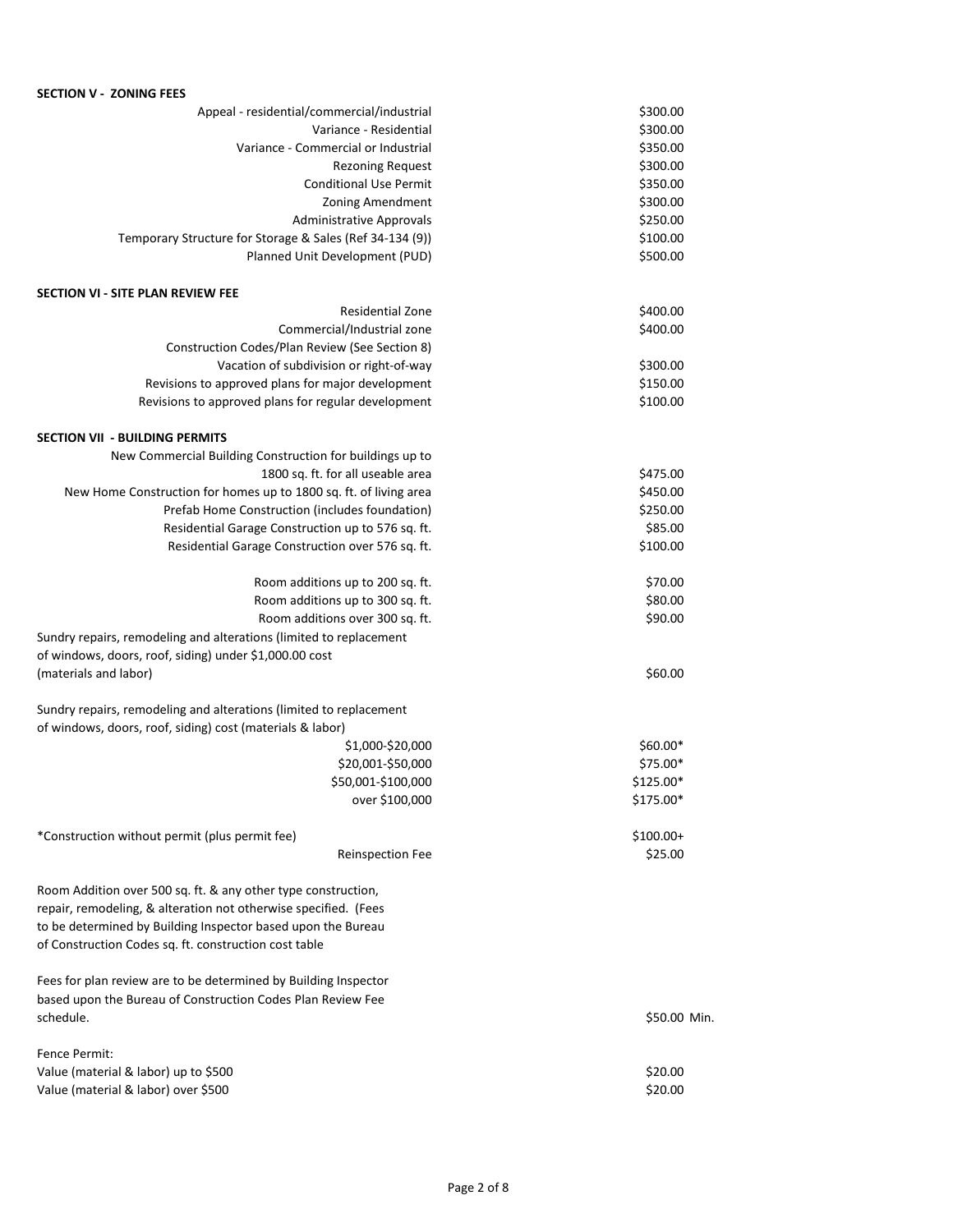**SECTION V - ZONING FEES**

| Item | Fee |
|---|---|
| Appeal - residential/commercial/industrial | $300.00 |
| Variance - Residential | $300.00 |
| Variance - Commercial or Industrial | $350.00 |
| Rezoning Request | $300.00 |
| Conditional Use Permit | $350.00 |
| Zoning Amendment | $300.00 |
| Administrative Approvals | $250.00 |
| Temporary Structure for Storage & Sales (Ref 34-134 (9)) | $100.00 |
| Planned Unit Development (PUD) | $500.00 |

**SECTION VI - SITE PLAN REVIEW FEE**

| Item | Fee |
|---|---|
| Residential Zone | $400.00 |
| Commercial/Industrial zone | $400.00 |
| Construction Codes/Plan Review (See Section 8) | |
| Vacation of subdivision or right-of-way | $300.00 |
| Revisions to approved plans for major development | $150.00 |
| Revisions to approved plans for regular development | $100.00 |

**SECTION VII - BUILDING PERMITS**

| Item | Fee |
|---|---|
| New Commercial Building Construction for buildings up to 1800 sq. ft. for all useable area | $475.00 |
| New Home Construction for homes up to 1800 sq. ft. of living area | $450.00 |
| Prefab Home Construction (includes foundation) | $250.00 |
| Residential Garage Construction up to 576 sq. ft. | $85.00 |
| Residential Garage Construction over 576 sq. ft. | $100.00 |
| Room additions up to 200 sq. ft. | $70.00 |
| Room additions up to 300 sq. ft. | $80.00 |
| Room additions over 300 sq. ft. | $90.00 |
| Sundry repairs, remodeling and alterations (limited to replacement of windows, doors, roof, siding) under $1,000.00 cost (materials and labor) | $60.00 |

Sundry repairs, remodeling and alterations (limited to replacement of windows, doors, roof, siding) cost (materials & labor)

| Cost | Fee |
|---|---|
| $1,000-$20,000 | $60.00* |
| $20,001-$50,000 | $75.00* |
| $50,001-$100,000 | $125.00* |
| over $100,000 | $175.00* |

| Item | Fee |
|---|---|
| *Construction without permit (plus permit fee) | $100.00+ |
| Reinspection Fee | $25.00 |

Room Addition over 500 sq. ft. & any other type construction, repair, remodeling, & alteration not otherwise specified. (Fees to be determined by Building Inspector based upon the Bureau of Construction Codes sq. ft. construction cost table

Fees for plan review are to be determined by Building Inspector based upon the Bureau of Construction Codes Plan Review Fee schedule. — $50.00 Min.

Fence Permit:

| Item | Fee |
|---|---|
| Value (material & labor) up to $500 | $20.00 |
| Value (material & labor) over $500 | $20.00 |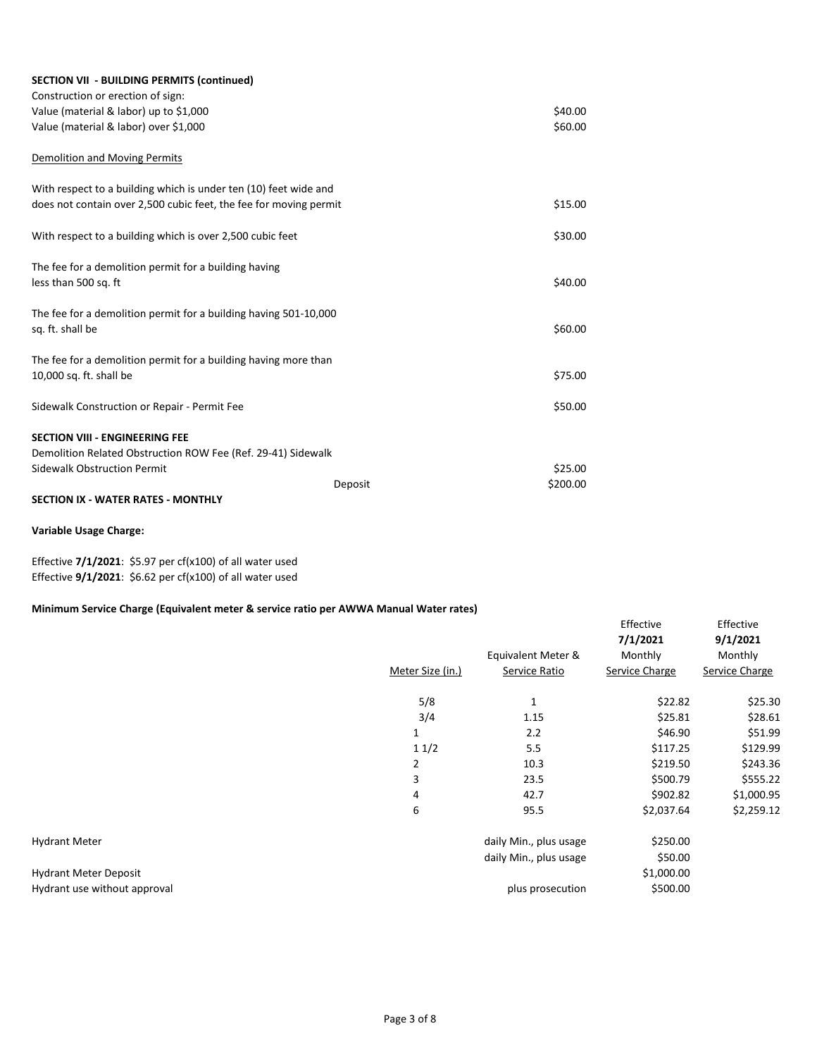**SECTION VII - BUILDING PERMITS (continued)**

| | |
|---|---|
| Construction or erection of sign: | |
| Value (material & labor) up to $1,000 | $40.00 |
| Value (material & labor) over $1,000 | $60.00 |

Demolition and Moving Permits

| | |
|---|---|
| With respect to a building which is under ten (10) feet wide and does not contain over 2,500 cubic feet, the fee for moving permit | $15.00 |
| With respect to a building which is over 2,500 cubic feet | $30.00 |
| The fee for a demolition permit for a building having less than 500 sq. ft | $40.00 |
| The fee for a demolition permit for a building having 501-10,000 sq. ft. shall be | $60.00 |
| The fee for a demolition permit for a building having more than 10,000 sq. ft. shall be | $75.00 |
| Sidewalk Construction or Repair - Permit Fee | $50.00 |

**SECTION VIII - ENGINEERING FEE**

| | | |
|---|---|---|
| Demolition Related Obstruction ROW Fee (Ref. 29-41) Sidewalk | | |
| Sidewalk Obstruction Permit | | $25.00 |
| | Deposit | $200.00 |

**SECTION IX - WATER RATES - MONTHLY**

**Variable Usage Charge:**

Effective **7/1/2021**: $5.97 per cf(x100) of all water used
Effective **9/1/2021**: $6.62 per cf(x100) of all water used

**Minimum Service Charge (Equivalent meter & service ratio per AWWA Manual Water rates)**

| | Meter Size (in.) | Equivalent Meter & Service Ratio | Effective **7/1/2021** Monthly Service Charge | Effective **9/1/2021** Monthly Service Charge |
|---|---|---|---|---|
| | 5/8 | 1 | $22.82 | $25.30 |
| | 3/4 | 1.15 | $25.81 | $28.61 |
| | 1 | 2.2 | $46.90 | $51.99 |
| | 1 1/2 | 5.5 | $117.25 | $129.99 |
| | 2 | 10.3 | $219.50 | $243.36 |
| | 3 | 23.5 | $500.79 | $555.22 |
| | 4 | 42.7 | $902.82 | $1,000.95 |
| | 6 | 95.5 | $2,037.64 | $2,259.12 |
| Hydrant Meter | | daily Min., plus usage | $250.00 | |
| | | daily Min., plus usage | $50.00 | |
| Hydrant Meter Deposit | | | $1,000.00 | |
| Hydrant use without approval | | plus prosecution | $500.00 | |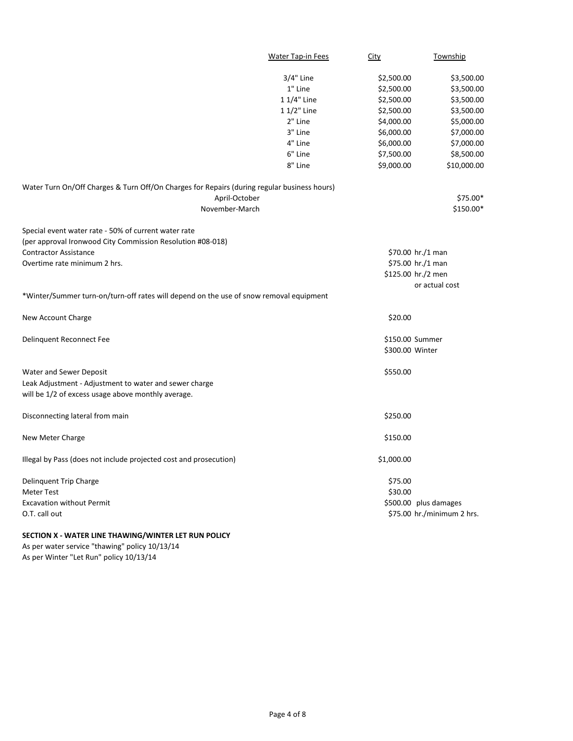| Water Tap-in Fees | City | Township |
|---|---|---|
| 3/4" Line | $2,500.00 | $3,500.00 |
| 1" Line | $2,500.00 | $3,500.00 |
| 1 1/4" Line | $2,500.00 | $3,500.00 |
| 1 1/2" Line | $2,500.00 | $3,500.00 |
| 2" Line | $4,000.00 | $5,000.00 |
| 3" Line | $6,000.00 | $7,000.00 |
| 4" Line | $6,000.00 | $7,000.00 |
| 6" Line | $7,500.00 | $8,500.00 |
| 8" Line | $9,000.00 | $10,000.00 |

Water Turn On/Off Charges & Turn Off/On Charges for Repairs (during regular business hours)

| | |
|---|---|
| April-October | $75.00* |
| November-March | $150.00* |

Special event water rate - 50% of current water rate
(per approval Ironwood City Commission Resolution #08-018)

| | |
|---|---|
| Contractor Assistance | $70.00 hr./1 man |
| Overtime rate minimum 2 hrs. | $75.00 hr./1 man |
| | $125.00 hr./2 men |
| | or actual cost |

*Winter/Summer turn-on/turn-off rates will depend on the use of snow removal equipment

| | |
|---|---|
| New Account Charge | $20.00 |
| Delinquent Reconnect Fee | $150.00 Summer |
| | $300.00 Winter |
| Water and Sewer Deposit | $550.00 |
| Leak Adjustment - Adjustment to water and sewer charge will be 1/2 of excess usage above monthly average. | |
| Disconnecting lateral from main | $250.00 |
| New Meter Charge | $150.00 |
| Illegal by Pass (does not include projected cost and prosecution) | $1,000.00 |
| Delinquent Trip Charge | $75.00 |
| Meter Test | $30.00 |
| Excavation without Permit | $500.00 plus damages |
| O.T. call out | $75.00 hr./minimum 2 hrs. |

**SECTION X - WATER LINE THAWING/WINTER LET RUN POLICY**

As per water service "thawing" policy 10/13/14
As per Winter "Let Run" policy 10/13/14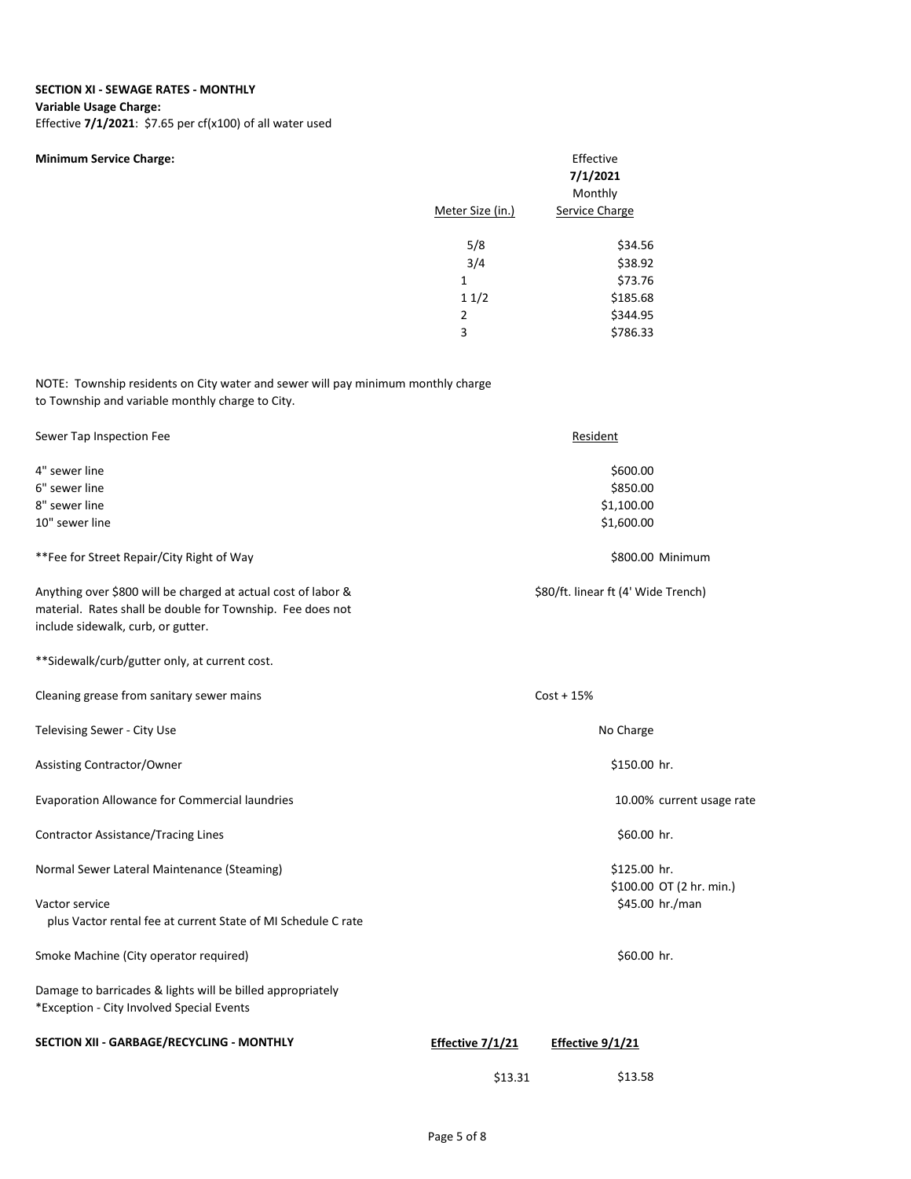**SECTION XI - SEWAGE RATES - MONTHLY**

**Variable Usage Charge:**

Effective **7/1/2021**: $7.65 per cf(x100) of all water used

**Minimum Service Charge:**

| Meter Size (in.) | Effective **7/1/2021** Monthly Service Charge |
|---|---|
| 5/8 | $34.56 |
| 3/4 | $38.92 |
| 1 | $73.76 |
| 1 1/2 | $185.68 |
| 2 | $344.95 |
| 3 | $786.33 |

NOTE: Township residents on City water and sewer will pay minimum monthly charge to Township and variable monthly charge to City.

| Sewer Tap Inspection Fee | Resident |
|---|---|
| 4" sewer line | $600.00 |
| 6" sewer line | $850.00 |
| 8" sewer line | $1,100.00 |
| 10" sewer line | $1,600.00 |
| **Fee for Street Repair/City Right of Way | $800.00 Minimum |
| Anything over $800 will be charged at actual cost of labor & material. Rates shall be double for Township. Fee does not include sidewalk, curb, or gutter. | $80/ft. linear ft (4' Wide Trench) |
| **Sidewalk/curb/gutter only, at current cost. | |
| Cleaning grease from sanitary sewer mains | Cost + 15% |
| Televising Sewer - City Use | No Charge |
| Assisting Contractor/Owner | $150.00 hr. |
| Evaporation Allowance for Commercial laundries | 10.00% current usage rate |
| Contractor Assistance/Tracing Lines | $60.00 hr. |
| Normal Sewer Lateral Maintenance (Steaming) | $125.00 hr.<br>$100.00 OT (2 hr. min.) |
| Vactor service<br>plus Vactor rental fee at current State of MI Schedule C rate | $45.00 hr./man |
| Smoke Machine (City operator required) | $60.00 hr. |

Damage to barricades & lights will be billed appropriately
*Exception - City Involved Special Events

| **SECTION XII - GARBAGE/RECYCLING - MONTHLY** | **Effective 7/1/21** | **Effective 9/1/21** |
|---|---|---|
| | $13.31 | $13.58 |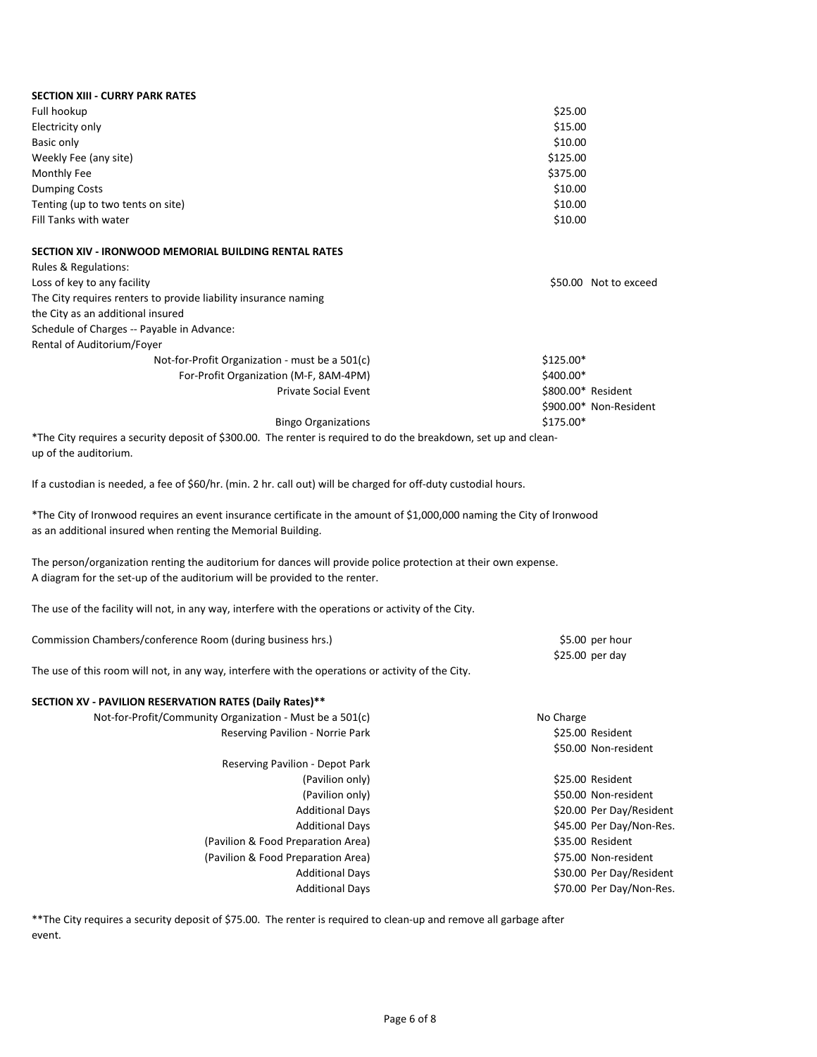**SECTION XIII - CURRY PARK RATES**

| | |
|---|---|
| Full hookup | $25.00 |
| Electricity only | $15.00 |
| Basic only | $10.00 |
| Weekly Fee (any site) | $125.00 |
| Monthly Fee | $375.00 |
| Dumping Costs | $10.00 |
| Tenting (up to two tents on site) | $10.00 |
| Fill Tanks with water | $10.00 |

**SECTION XIV - IRONWOOD MEMORIAL BUILDING RENTAL RATES**

Rules & Regulations:

| | | |
|---|---|---|
| Loss of key to any facility | $50.00 | Not to exceed |

The City requires renters to provide liability insurance naming the City as an additional insured

Schedule of Charges -- Payable in Advance:

Rental of Auditorium/Foyer

| | | |
|---|---|---|
| Not-for-Profit Organization - must be a 501(c) | $125.00* | |
| For-Profit Organization (M-F, 8AM-4PM) | $400.00* | |
| Private Social Event | $800.00* | Resident |
| | $900.00* | Non-Resident |
| Bingo Organizations | $175.00* | |

*The City requires a security deposit of $300.00. The renter is required to do the breakdown, set up and clean-up of the auditorium.

If a custodian is needed, a fee of $60/hr. (min. 2 hr. call out) will be charged for off-duty custodial hours.

*The City of Ironwood requires an event insurance certificate in the amount of $1,000,000 naming the City of Ironwood as an additional insured when renting the Memorial Building.

The person/organization renting the auditorium for dances will provide police protection at their own expense. A diagram for the set-up of the auditorium will be provided to the renter.

The use of the facility will not, in any way, interfere with the operations or activity of the City.

| | |
|---|---|
| Commission Chambers/conference Room (during business hrs.) | $5.00 per hour |
| | $25.00 per day |

The use of this room will not, in any way, interfere with the operations or activity of the City.

**SECTION XV - PAVILION RESERVATION RATES (Daily Rates)****

| | | |
|---|---|---|
| Not-for-Profit/Community Organization - Must be a 501(c) | No Charge | |
| Reserving Pavilion - Norrie Park | $25.00 | Resident |
| | $50.00 | Non-resident |
| Reserving Pavilion - Depot Park | | |
| (Pavilion only) | $25.00 | Resident |
| (Pavilion only) | $50.00 | Non-resident |
| Additional Days | $20.00 | Per Day/Resident |
| Additional Days | $45.00 | Per Day/Non-Res. |
| (Pavilion & Food Preparation Area) | $35.00 | Resident |
| (Pavilion & Food Preparation Area) | $75.00 | Non-resident |
| Additional Days | $30.00 | Per Day/Resident |
| Additional Days | $70.00 | Per Day/Non-Res. |

**The City requires a security deposit of $75.00. The renter is required to clean-up and remove all garbage after event.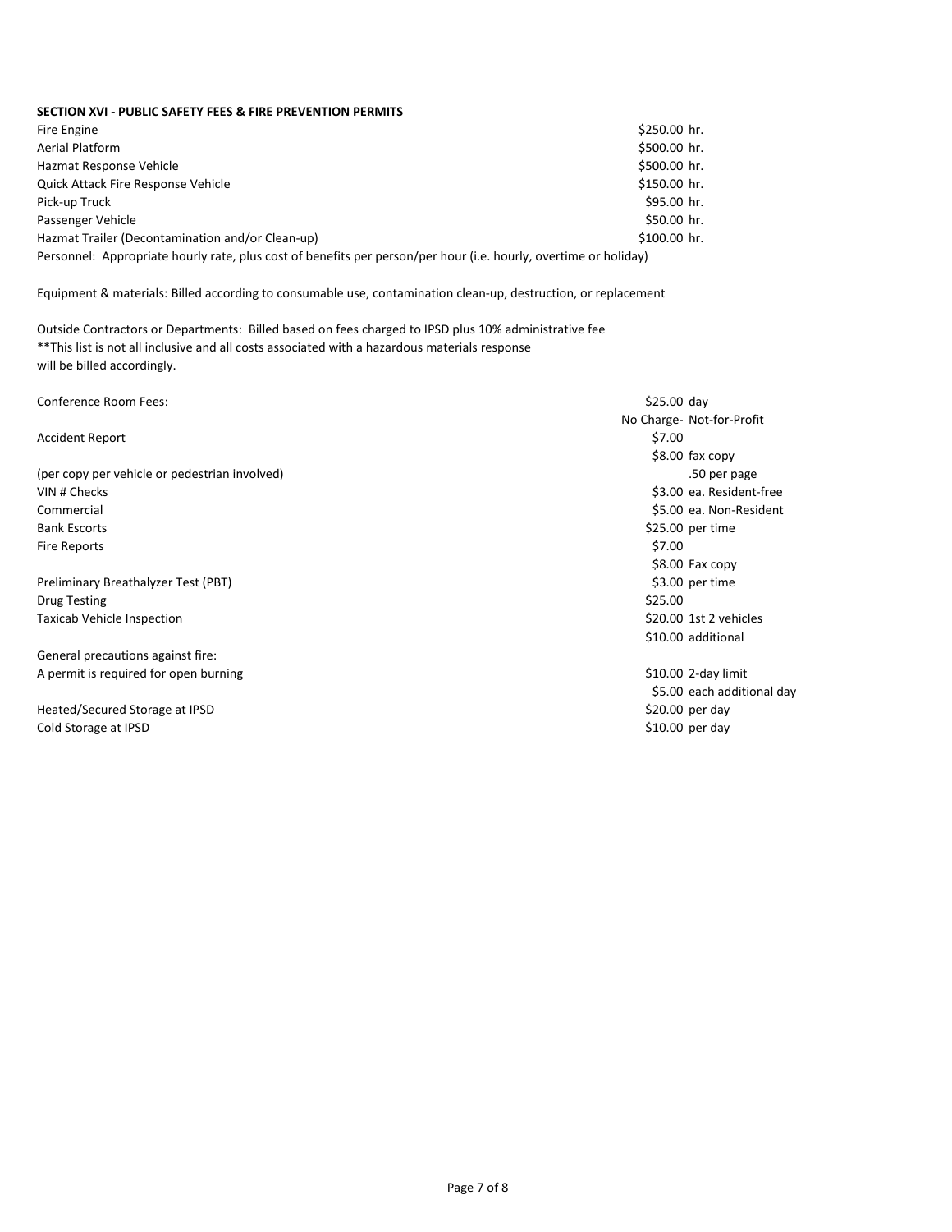**SECTION XVI - PUBLIC SAFETY FEES & FIRE PREVENTION PERMITS**

| | |
|---|---|
| Fire Engine | $250.00 hr. |
| Aerial Platform | $500.00 hr. |
| Hazmat Response Vehicle | $500.00 hr. |
| Quick Attack Fire Response Vehicle | $150.00 hr. |
| Pick-up Truck | $95.00 hr. |
| Passenger Vehicle | $50.00 hr. |
| Hazmat Trailer (Decontamination and/or Clean-up) | $100.00 hr. |

Personnel: Appropriate hourly rate, plus cost of benefits per person/per hour (i.e. hourly, overtime or holiday)

Equipment & materials: Billed according to consumable use, contamination clean-up, destruction, or replacement

Outside Contractors or Departments: Billed based on fees charged to IPSD plus 10% administrative fee
**This list is not all inclusive and all costs associated with a hazardous materials response will be billed accordingly.

| | | |
|---|---|---|
| Conference Room Fees: | $25.00 | day |
| | No Charge- | Not-for-Profit |
| Accident Report | $7.00 | |
| | $8.00 | fax copy |
| (per copy per vehicle or pedestrian involved) | | .50 per page |
| VIN # Checks | $3.00 | ea. Resident-free |
| Commercial | $5.00 | ea. Non-Resident |
| Bank Escorts | $25.00 | per time |
| Fire Reports | $7.00 | |
| | $8.00 | Fax copy |
| Preliminary Breathalyzer Test (PBT) | $3.00 | per time |
| Drug Testing | $25.00 | |
| Taxicab Vehicle Inspection | $20.00 | 1st 2 vehicles |
| | $10.00 | additional |
| General precautions against fire: | | |
| A permit is required for open burning | $10.00 | 2-day limit |
| | $5.00 | each additional day |
| Heated/Secured Storage at IPSD | $20.00 | per day |
| Cold Storage at IPSD | $10.00 | per day |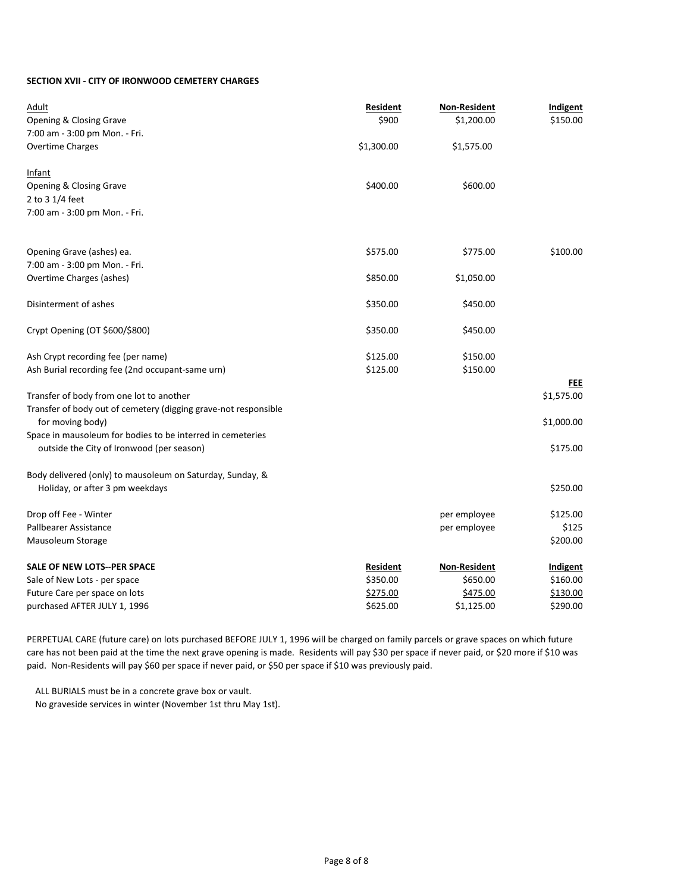**SECTION XVII - CITY OF IRONWOOD CEMETERY CHARGES**

| Adult | **Resident** | **Non-Resident** | **Indigent** |
|---|---|---|---|
| Opening & Closing Grave<br>7:00 am - 3:00 pm Mon. - Fri. | \$900 | \$1,200.00 | \$150.00 |
| Overtime Charges | \$1,300.00 | \$1,575.00 | |
| Infant | | | |
| Opening & Closing Grave<br>2 to 3 1/4 feet<br>7:00 am - 3:00 pm Mon. - Fri. | \$400.00 | \$600.00 | |
| Opening Grave (ashes) ea.<br>7:00 am - 3:00 pm Mon. - Fri. | \$575.00 | \$775.00 | \$100.00 |
| Overtime Charges (ashes) | \$850.00 | \$1,050.00 | |
| Disinterment of ashes | \$350.00 | \$450.00 | |
| Crypt Opening (OT \$600/\$800) | \$350.00 | \$450.00 | |
| Ash Crypt recording fee (per name) | \$125.00 | \$150.00 | |
| Ash Burial recording fee (2nd occupant-same urn) | \$125.00 | \$150.00 | |

| | | **FEE** |
|---|---|---|
| Transfer of body from one lot to another | | \$1,575.00 |
| Transfer of body out of cemetery (digging grave-not responsible for moving body) | | \$1,000.00 |
| Space in mausoleum for bodies to be interred in cemeteries outside the City of Ironwood (per season) | | \$175.00 |
| Body delivered (only) to mausoleum on Saturday, Sunday, & Holiday, or after 3 pm weekdays | | \$250.00 |
| Drop off Fee - Winter | per employee | \$125.00 |
| Pallbearer Assistance | per employee | \$125 |
| Mausoleum Storage | | \$200.00 |

| **SALE OF NEW LOTS--PER SPACE** | **Resident** | **Non-Resident** | **Indigent** |
|---|---|---|---|
| Sale of New Lots - per space | \$350.00 | \$650.00 | \$160.00 |
| Future Care per space on lots | \$275.00 | \$475.00 | \$130.00 |
| purchased AFTER JULY 1, 1996 | \$625.00 | \$1,125.00 | \$290.00 |

PERPETUAL CARE (future care) on lots purchased BEFORE JULY 1, 1996 will be charged on family parcels or grave spaces on which future care has not been paid at the time the next grave opening is made. Residents will pay \$30 per space if never paid, or \$20 more if \$10 was paid. Non-Residents will pay \$60 per space if never paid, or \$50 per space if \$10 was previously paid.

ALL BURIALS must be in a concrete grave box or vault.
No graveside services in winter (November 1st thru May 1st).